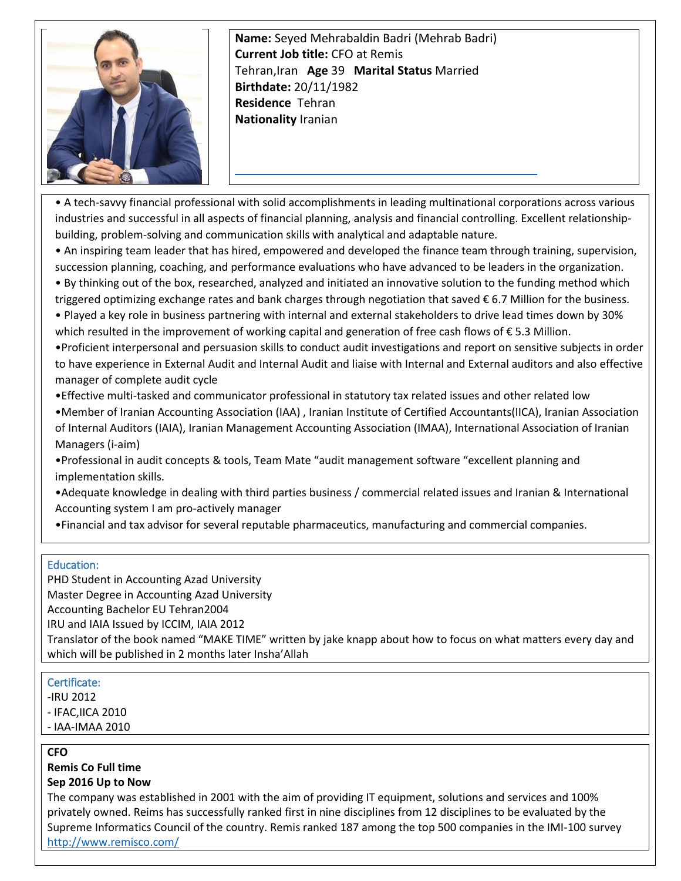**Name:** Seyed Mehrabaldin Badri (Mehrab Badri)
**Current Job title:** CFO at Remis
Tehran,Iran **Age** 39 **Marital Status** Married
**Birthdate:** 20/11/1982
**Residence** Tehran
**Nationality** Iranian

- A tech-savvy financial professional with solid accomplishments in leading multinational corporations across various industries and successful in all aspects of financial planning, analysis and financial controlling. Excellent relationship-building, problem-solving and communication skills with analytical and adaptable nature.
- An inspiring team leader that has hired, empowered and developed the finance team through training, supervision, succession planning, coaching, and performance evaluations who have advanced to be leaders in the organization.
- By thinking out of the box, researched, analyzed and initiated an innovative solution to the funding method which triggered optimizing exchange rates and bank charges through negotiation that saved € 6.7 Million for the business.
- Played a key role in business partnering with internal and external stakeholders to drive lead times down by 30% which resulted in the improvement of working capital and generation of free cash flows of € 5.3 Million.
- Proficient interpersonal and persuasion skills to conduct audit investigations and report on sensitive subjects in order to have experience in External Audit and Internal Audit and liaise with Internal and External auditors and also effective manager of complete audit cycle
- Effective multi-tasked and communicator professional in statutory tax related issues and other related low
- Member of Iranian Accounting Association (IAA) , Iranian Institute of Certified Accountants(IICA), Iranian Association of Internal Auditors (IAIA), Iranian Management Accounting Association (IMAA), International Association of Iranian Managers (i-aim)
- Professional in audit concepts & tools, Team Mate "audit management software "excellent planning and implementation skills.
- Adequate knowledge in dealing with third parties business / commercial related issues and Iranian & International Accounting system I am pro-actively manager
- Financial and tax advisor for several reputable pharmaceutics, manufacturing and commercial companies.

## Education:

PHD Student in Accounting Azad University
Master Degree in Accounting Azad University
Accounting Bachelor EU Tehran2004
IRU and IAIA Issued by ICCIM, IAIA 2012
Translator of the book named "MAKE TIME" written by jake knapp about how to focus on what matters every day and which will be published in 2 months later Insha'Allah

## Certificate:

-IRU 2012
- IFAC,IICA 2010
- IAA-IMAA 2010

**CFO**
**Remis Co Full time**
**Sep 2016 Up to Now**

The company was established in 2001 with the aim of providing IT equipment, solutions and services and 100% privately owned. Reims has successfully ranked first in nine disciplines from 12 disciplines to be evaluated by the Supreme Informatics Council of the country. Remis ranked 187 among the top 500 companies in the IMI-100 survey
http://www.remisco.com/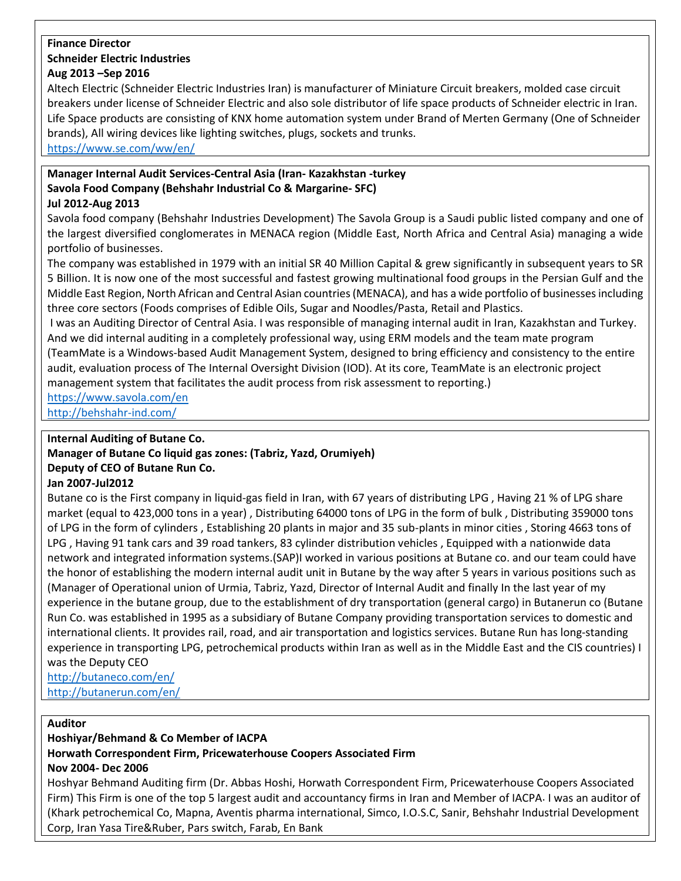**Finance Director**
**Schneider Electric Industries**
**Aug 2013 –Sep 2016**

Altech Electric (Schneider Electric Industries Iran) is manufacturer of Miniature Circuit breakers, molded case circuit breakers under license of Schneider Electric and also sole distributor of life space products of Schneider electric in Iran. Life Space products are consisting of KNX home automation system under Brand of Merten Germany (One of Schneider brands), All wiring devices like lighting switches, plugs, sockets and trunks.

https://www.se.com/ww/en/

**Manager Internal Audit Services-Central Asia (Iran- Kazakhstan -turkey**
**Savola Food Company (Behshahr Industrial Co & Margarine- SFC)**
**Jul 2012-Aug 2013**

Savola food company (Behshahr Industries Development) The Savola Group is a Saudi public listed company and one of the largest diversified conglomerates in MENACA region (Middle East, North Africa and Central Asia) managing a wide portfolio of businesses.

The company was established in 1979 with an initial SR 40 Million Capital & grew significantly in subsequent years to SR 5 Billion. It is now one of the most successful and fastest growing multinational food groups in the Persian Gulf and the Middle East Region, North African and Central Asian countries (MENACA), and has a wide portfolio of businesses including three core sectors (Foods comprises of Edible Oils, Sugar and Noodles/Pasta, Retail and Plastics.

I was an Auditing Director of Central Asia. I was responsible of managing internal audit in Iran, Kazakhstan and Turkey. And we did internal auditing in a completely professional way, using ERM models and the team mate program (TeamMate is a Windows-based Audit Management System, designed to bring efficiency and consistency to the entire audit, evaluation process of The Internal Oversight Division (IOD). At its core, TeamMate is an electronic project management system that facilitates the audit process from risk assessment to reporting.)

https://www.savola.com/en
http://behshahr-ind.com/

**Internal Auditing of Butane Co.**
**Manager of Butane Co liquid gas zones: (Tabriz, Yazd, Orumiyeh)**
**Deputy of CEO of Butane Run Co.**
**Jan 2007-Jul2012**

Butane co is the First company in liquid-gas field in Iran, with 67 years of distributing LPG , Having 21 % of LPG share market (equal to 423,000 tons in a year) , Distributing 64000 tons of LPG in the form of bulk , Distributing 359000 tons of LPG in the form of cylinders , Establishing 20 plants in major and 35 sub-plants in minor cities , Storing 4663 tons of LPG , Having 91 tank cars and 39 road tankers, 83 cylinder distribution vehicles , Equipped with a nationwide data network and integrated information systems.(SAP)I worked in various positions at Butane co. and our team could have the honor of establishing the modern internal audit unit in Butane by the way after 5 years in various positions such as (Manager of Operational union of Urmia, Tabriz, Yazd, Director of Internal Audit and finally In the last year of my experience in the butane group, due to the establishment of dry transportation (general cargo) in Butanerun co (Butane Run Co. was established in 1995 as a subsidiary of Butane Company providing transportation services to domestic and international clients. It provides rail, road, and air transportation and logistics services. Butane Run has long-standing experience in transporting LPG, petrochemical products within Iran as well as in the Middle East and the CIS countries) I was the Deputy CEO

http://butaneco.com/en/
http://butanerun.com/en/

**Auditor**
**Hoshiyar/Behmand & Co Member of IACPA**
**Horwath Correspondent Firm, Pricewaterhouse Coopers Associated Firm**
**Nov 2004- Dec 2006**

Hoshyar Behmand Auditing firm (Dr. Abbas Hoshi, Horwath Correspondent Firm, Pricewaterhouse Coopers Associated Firm) This Firm is one of the top 5 largest audit and accountancy firms in Iran and Member of IACPA. I was an auditor of (Khark petrochemical Co, Mapna, Aventis pharma international, Simco, I.O.S.C, Sanir, Behshahr Industrial Development Corp, Iran Yasa Tire&Ruber, Pars switch, Farab, En Bank